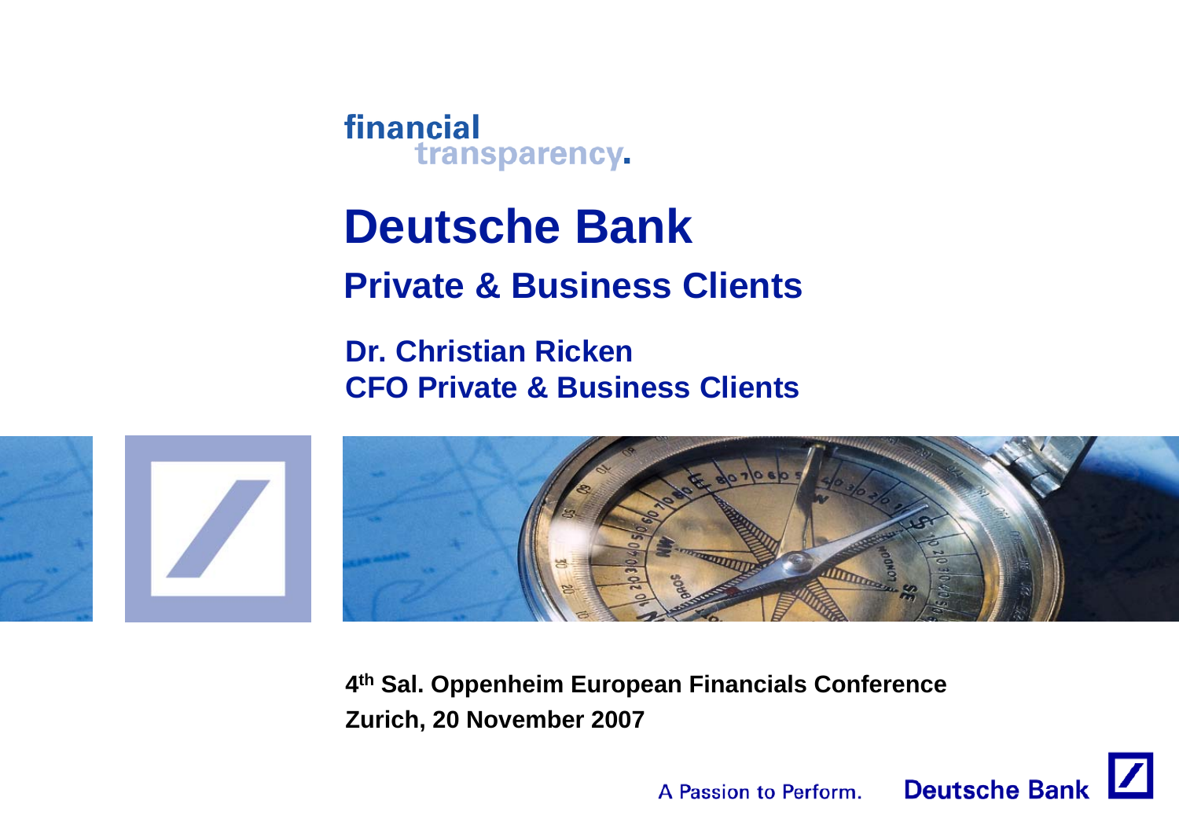financial transparency.

# Deutsche Bank

## Private & Business Clients

**Dr. Christian Ricken**
**CFO Private & Business Clients**

**4th Sal. Oppenheim European Financials Conference**
**Zurich, 20 November 2007**

A Passion to Perform. Deutsche Bank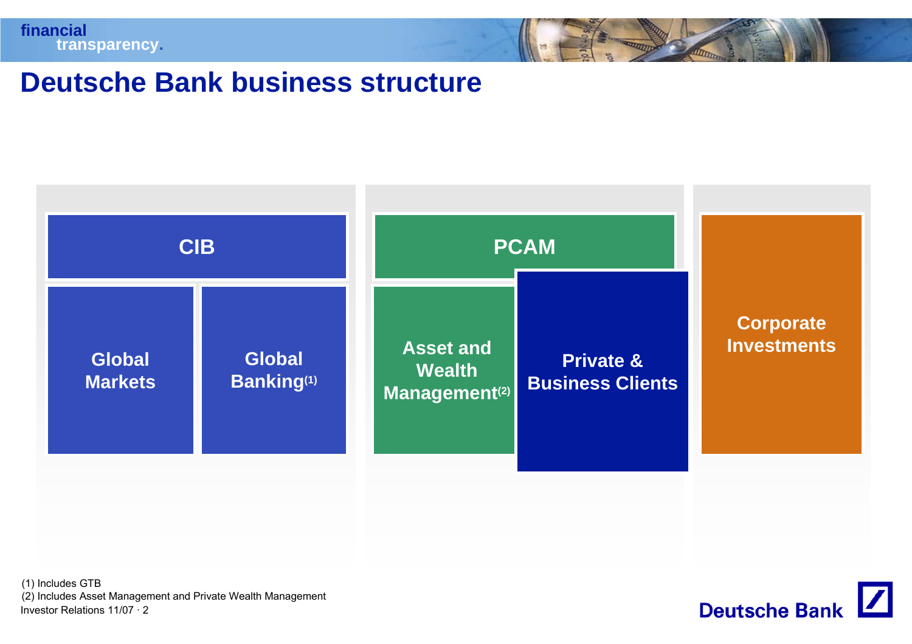# Deutsche Bank business structure

- **CIB**
  - Global Markets
  - Global Banking[(1)]
- **PCAM**
  - Asset and Wealth Management[(2)]
  - Private & Business Clients
- **Corporate Investments**

(1) Includes GTB
(2) Includes Asset Management and Private Wealth Management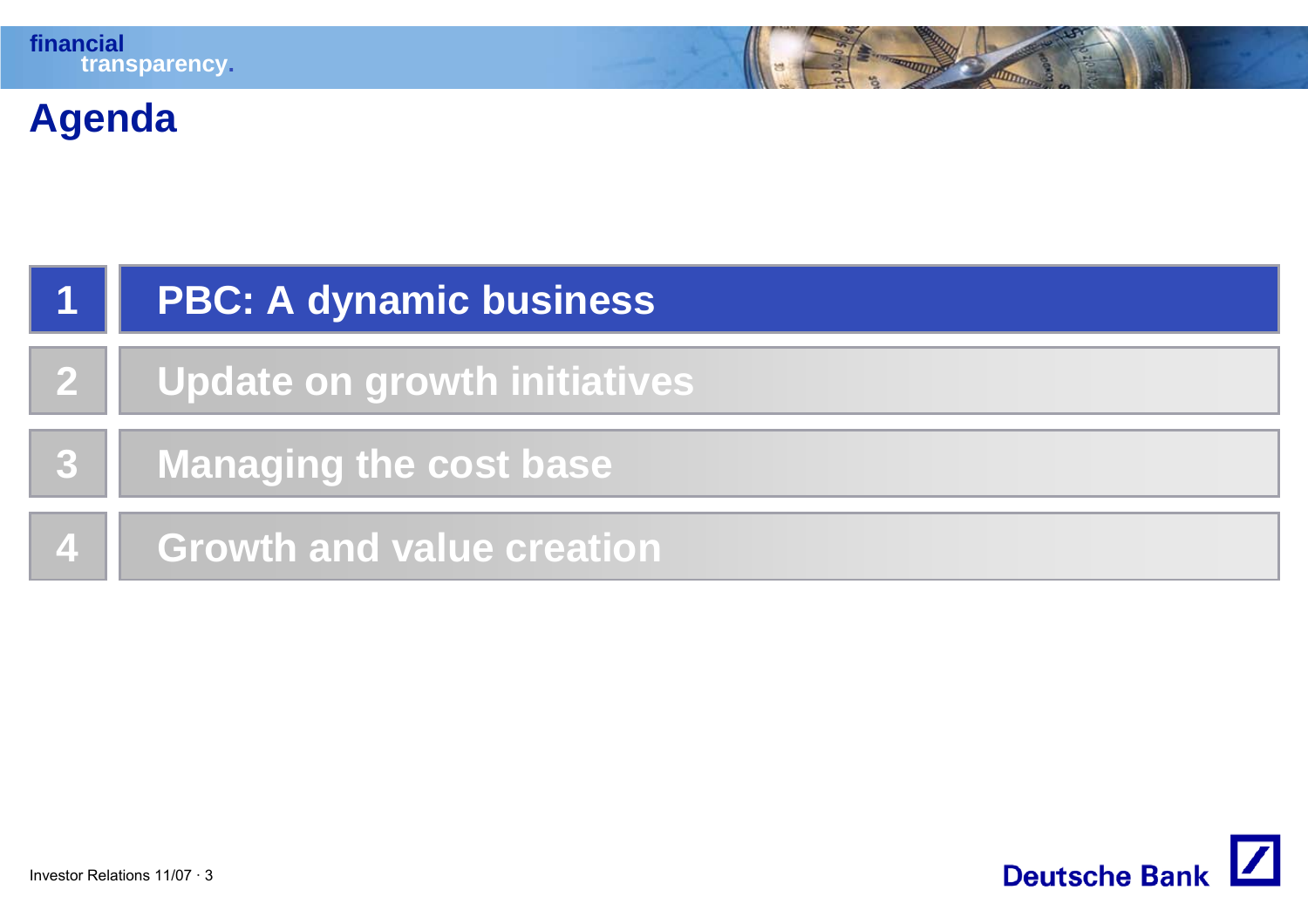# Agenda

1. PBC: A dynamic business
2. Update on growth initiatives
3. Managing the cost base
4. Growth and value creation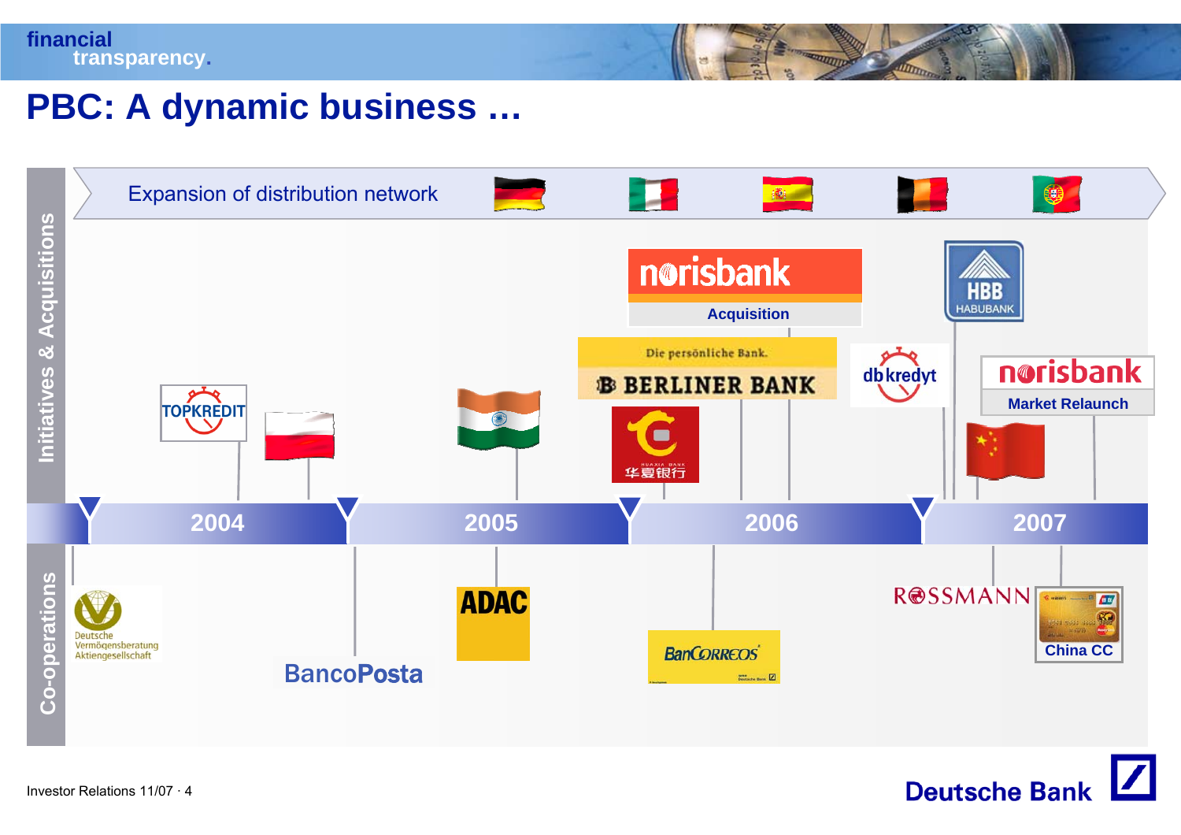# PBC: A dynamic business …

**Initiatives & Acquisitions**

Expansion of distribution network

- TOPKREDIT
- norisbank — Acquisition
- Die persönliche Bank. BERLINER BANK
- 华夏银行 (HUAXIA BANK)
- db kredyt
- HBB HABUBANK
- norisbank — Market Relaunch

2004 | 2005 | 2006 | 2007

**Co-operations**

- Deutsche Vermögensberatung Aktiengesellschaft
- BancoPosta
- ADAC
- BanCorreos
- ROSSMANN
- China CC

Investor Relations 11/07 · 4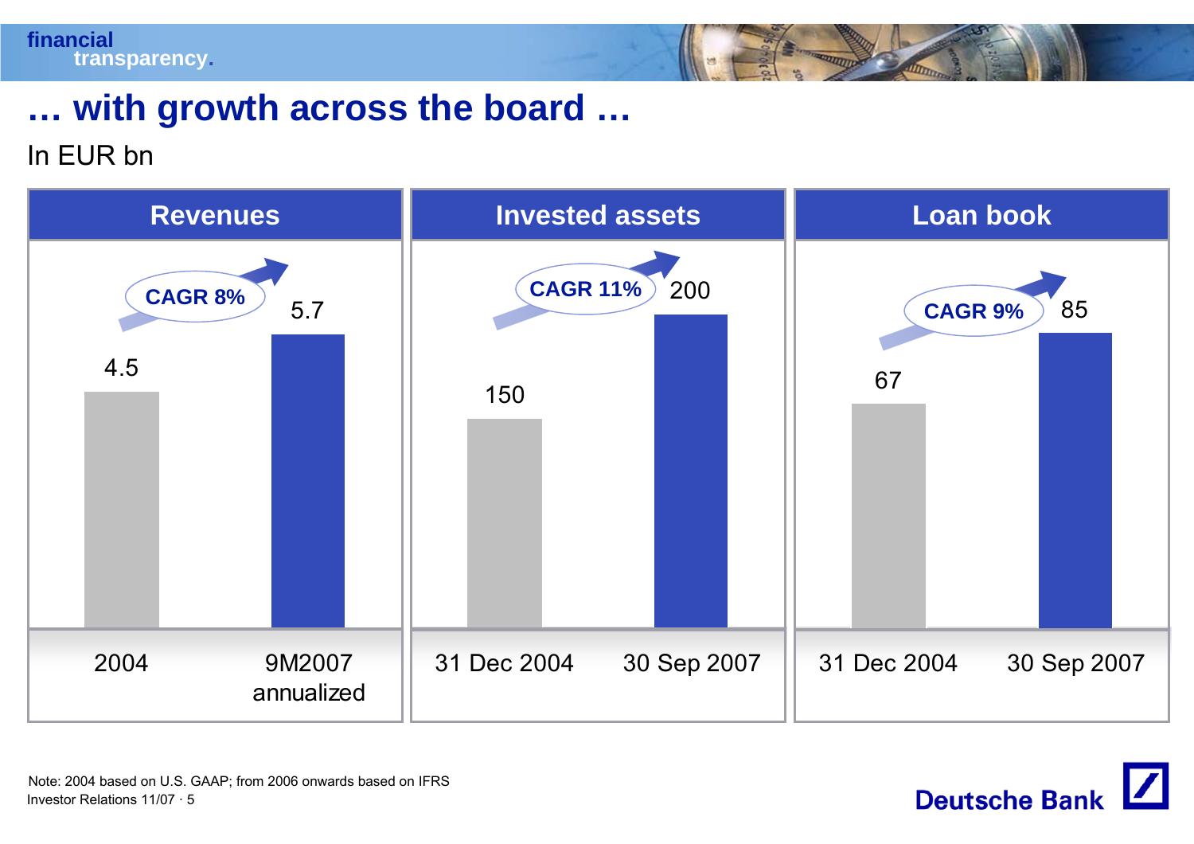# … with growth across the board …

In EUR bn

| | Revenues | | Invested assets | | Loan book | |
|---|---|---|---|---|---|---|
| | 2004 | 9M2007 annualized | 31 Dec 2004 | 30 Sep 2007 | 31 Dec 2004 | 30 Sep 2007 |
| Value | 4.5 | 5.7 | 150 | 200 | 67 | 85 |
| CAGR | 8% | | 11% | | 9% | |

Note: 2004 based on U.S. GAAP; from 2006 onwards based on IFRS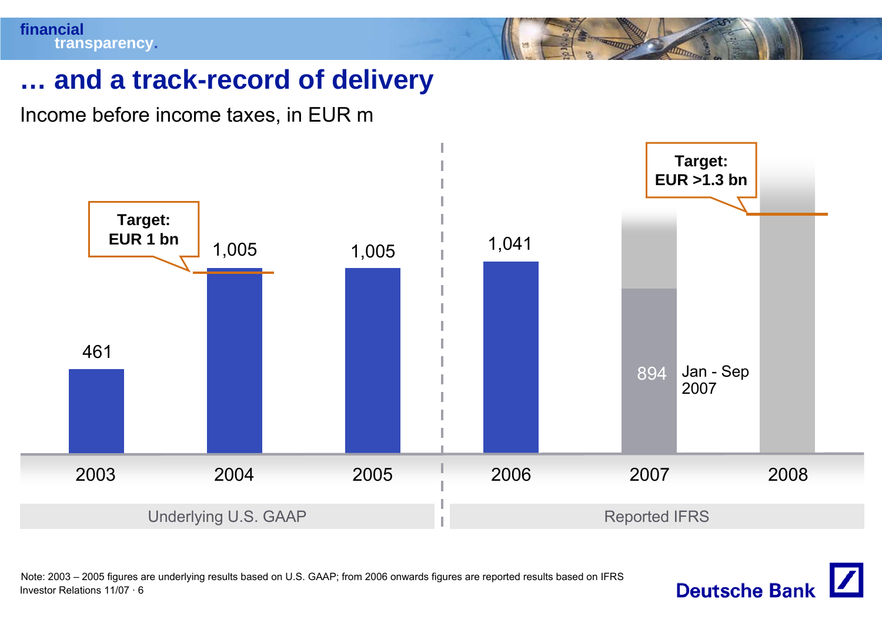# … and a track-record of delivery

Income before income taxes, in EUR m

| Year | Income before income taxes (EUR m) | Basis |
|---|---|---|
| 2003 | 461 | Underlying U.S. GAAP |
| 2004 | 1,005 | Underlying U.S. GAAP |
| 2005 | 1,005 | Underlying U.S. GAAP |
| 2006 | 1,041 | Reported IFRS |
| 2007 | 894 (Jan - Sep 2007) | Reported IFRS |
| 2008 | | Reported IFRS |

**Target: EUR 1 bn** (2004)

**Target: EUR >1.3 bn** (2008)

Note: 2003 – 2005 figures are underlying results based on U.S. GAAP; from 2006 onwards figures are reported results based on IFRS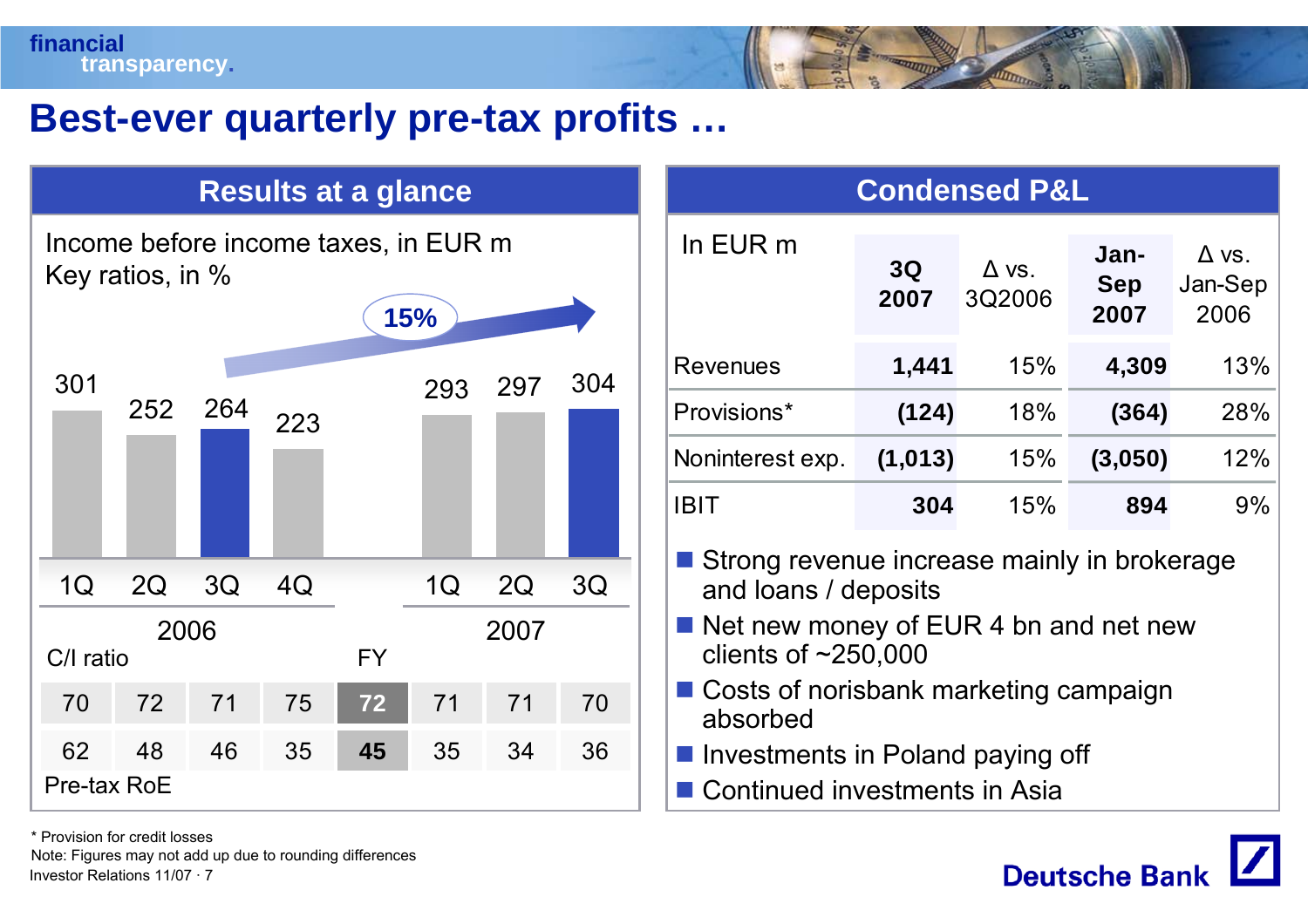# Best-ever quarterly pre-tax profits …

## Results at a glance

Income before income taxes, in EUR m
Key ratios, in %

15%

| | 2006 | | | | | 2007 | | |
|---|---|---|---|---|---|---|---|---|
| | 1Q | 2Q | 3Q | 4Q | FY | 1Q | 2Q | 3Q |
| Income before income taxes | 301 | 252 | 264 | 223 | | 293 | 297 | 304 |
| C/I ratio | 70 | 72 | 71 | 75 | **72** | 71 | 71 | 70 |
| Pre-tax RoE | 62 | 48 | 46 | 35 | **45** | 35 | 34 | 36 |

## Condensed P&L

| In EUR m | 3Q 2007 | Δ vs. 3Q2006 | Jan-Sep 2007 | Δ vs. Jan-Sep 2006 |
|---|---|---|---|---|
| Revenues | **1,441** | 15% | **4,309** | 13% |
| Provisions* | **(124)** | 18% | **(364)** | 28% |
| Noninterest exp. | **(1,013)** | 15% | **(3,050)** | 12% |
| IBIT | **304** | 15% | **894** | 9% |

- Strong revenue increase mainly in brokerage and loans / deposits
- Net new money of EUR 4 bn and net new clients of ~250,000
- Costs of norisbank marketing campaign absorbed
- Investments in Poland paying off
- Continued investments in Asia

* Provision for credit losses
Note: Figures may not add up due to rounding differences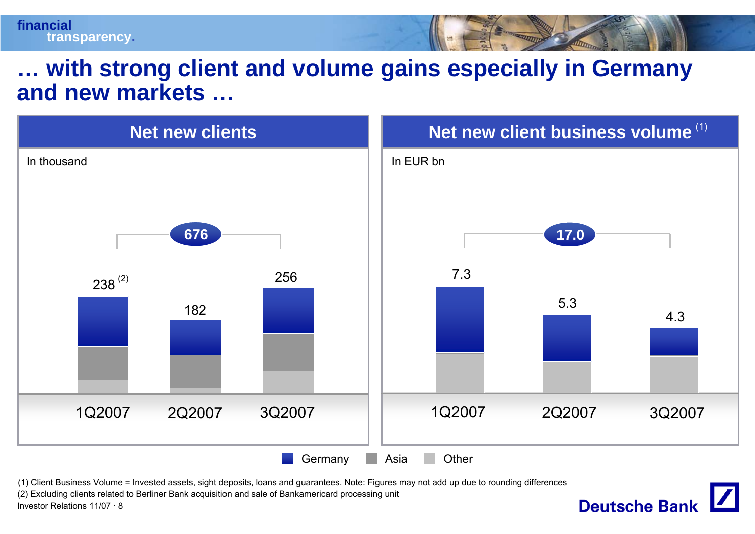# … with strong client and volume gains especially in Germany and new markets …

## Net new clients

In thousand

Total: 676

| | 1Q2007 | 2Q2007 | 3Q2007 |
|---|---|---|---|
| Total | 238 (2) | 182 | 256 |

## Net new client business volume (1)

In EUR bn

Total: 17.0

| | 1Q2007 | 2Q2007 | 3Q2007 |
|---|---|---|---|
| Total | 7.3 | 5.3 | 4.3 |

Germany | Asia | Other

(1) Client Business Volume = Invested assets, sight deposits, loans and guarantees. Note: Figures may not add up due to rounding differences

(2) Excluding clients related to Berliner Bank acquisition and sale of Bankamericard processing unit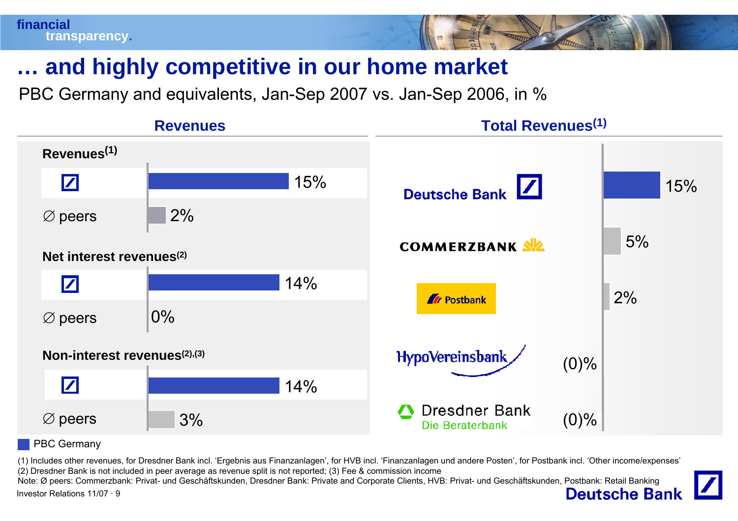# … and highly competitive in our home market

PBC Germany and equivalents, Jan-Sep 2007 vs. Jan-Sep 2006, in %

## Revenues

| | PBC Germany | Ø peers |
|---|---|---|
| Revenues[1] | 15% | 2% |
| Net interest revenues[2] | 14% | 0% |
| Non-interest revenues[2],[3] | 14% | 3% |

## Total Revenues[1]

| Bank | Total Revenues |
|---|---|
| Deutsche Bank | 15% |
| Commerzbank | 5% |
| Postbank | 2% |
| HypoVereinsbank | (0)% |
| Dresdner Bank – Die Beraterbank | (0)% |

PBC Germany

(1) Includes other revenues, for Dresdner Bank incl. 'Ergebnis aus Finanzanlagen', for HVB incl. 'Finanzanlagen und andere Posten', for Postbank incl. 'Other income/expenses'
(2) Dresdner Bank is not included in peer average as revenue split is not reported; (3) Fee & commission income
Note: Ø peers: Commerzbank: Privat- und Geschäftskunden, Dresdner Bank: Private and Corporate Clients, HVB: Privat- und Geschäftskunden, Postbank: Retail Banking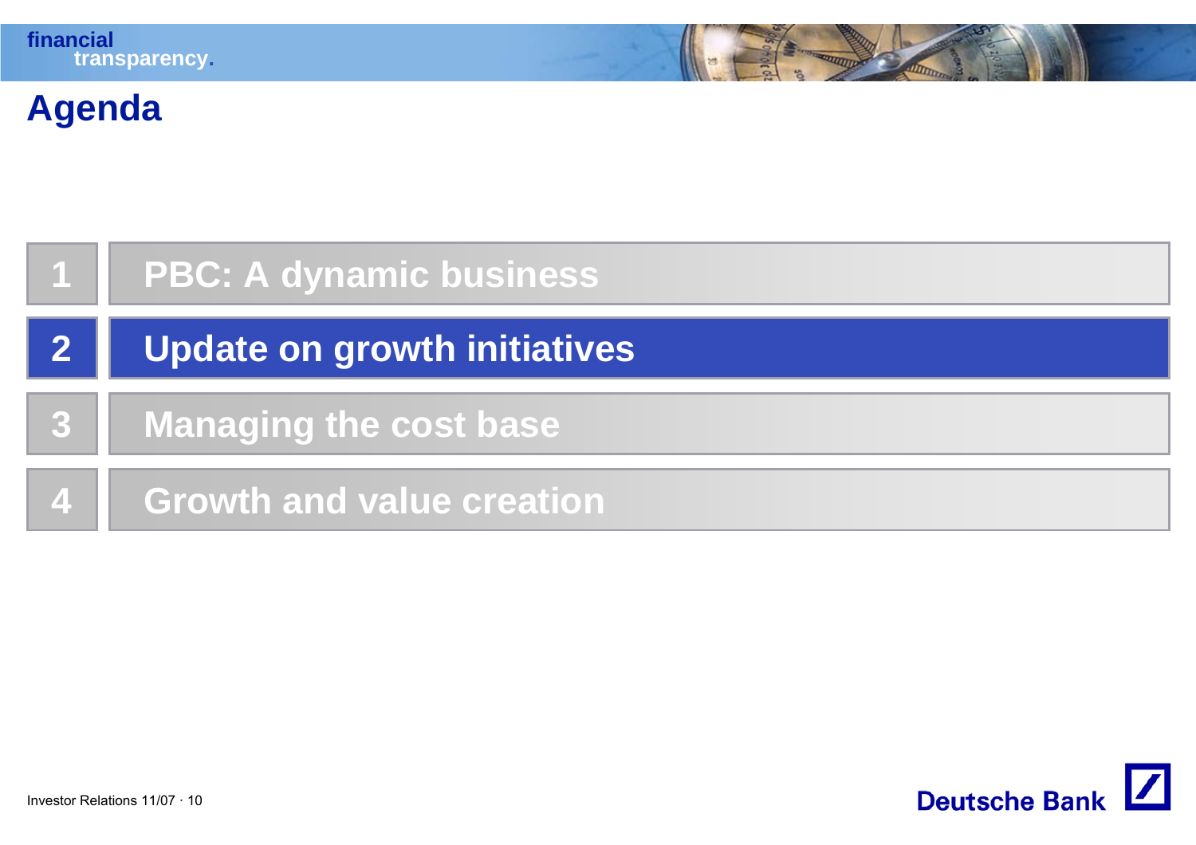# Agenda

1. PBC: A dynamic business
2. **Update on growth initiatives**
3. Managing the cost base
4. Growth and value creation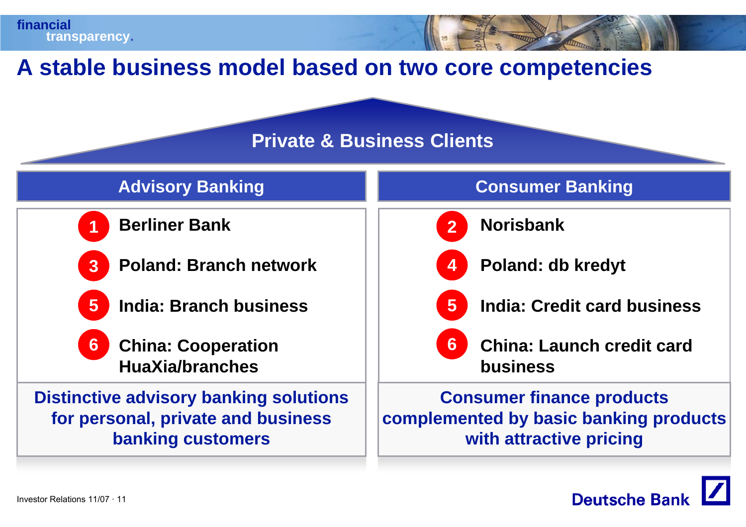# A stable business model based on two core competencies

## Private & Business Clients

| Advisory Banking | Consumer Banking |
| --- | --- |
| 1 Berliner Bank | 2 Norisbank |
| 3 Poland: Branch network | 4 Poland: db kredyt |
| 5 India: Branch business | 5 India: Credit card business |
| 6 China: Cooperation HuaXia/branches | 6 China: Launch credit card business |
| **Distinctive advisory banking solutions for personal, private and business banking customers** | **Consumer finance products complemented by basic banking products with attractive pricing** |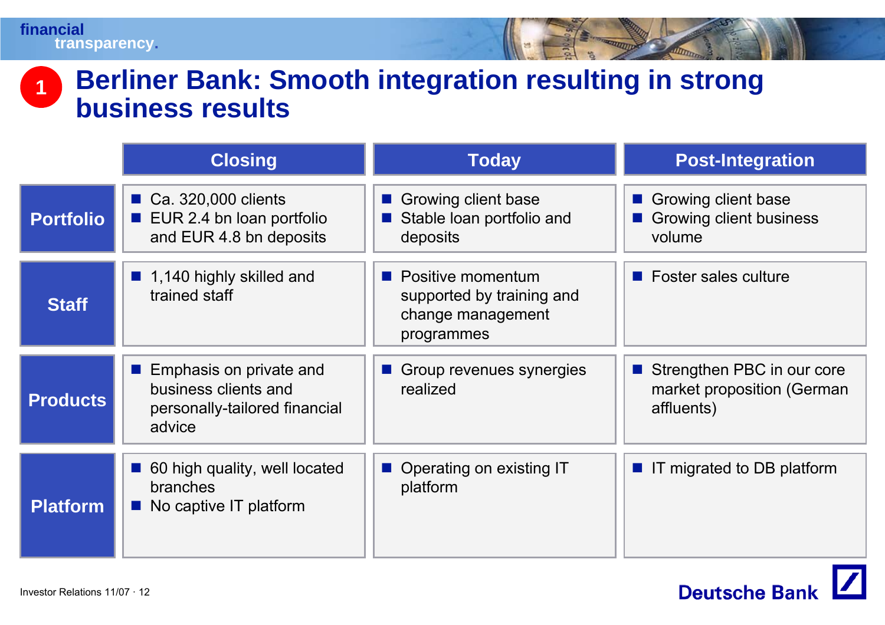# 1 Berliner Bank: Smooth integration resulting in strong business results

| | Closing | Today | Post-Integration |
|---|---|---|---|
| **Portfolio** | ■ Ca. 320,000 clients<br>■ EUR 2.4 bn loan portfolio and EUR 4.8 bn deposits | ■ Growing client base<br>■ Stable loan portfolio and deposits | ■ Growing client base<br>■ Growing client business volume |
| **Staff** | ■ 1,140 highly skilled and trained staff | ■ Positive momentum supported by training and change management programmes | ■ Foster sales culture |
| **Products** | ■ Emphasis on private and business clients and personally-tailored financial advice | ■ Group revenues synergies realized | ■ Strengthen PBC in our core market proposition (German affluents) |
| **Platform** | ■ 60 high quality, well located branches<br>■ No captive IT platform | ■ Operating on existing IT platform | ■ IT migrated to DB platform |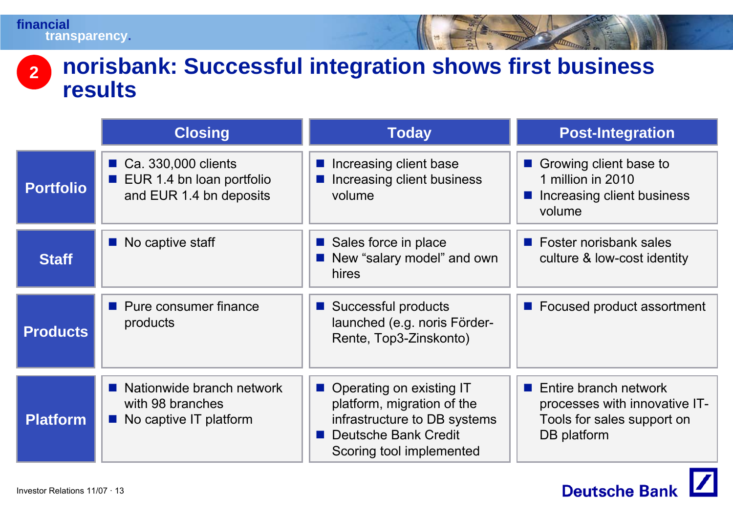# 2 norisbank: Successful integration shows first business results

| | Closing | Today | Post-Integration |
|---|---|---|---|
| **Portfolio** | ■ Ca. 330,000 clients<br>■ EUR 1.4 bn loan portfolio and EUR 1.4 bn deposits | ■ Increasing client base<br>■ Increasing client business volume | ■ Growing client base to 1 million in 2010<br>■ Increasing client business volume |
| **Staff** | ■ No captive staff | ■ Sales force in place<br>■ New “salary model” and own hires | ■ Foster norisbank sales culture & low-cost identity |
| **Products** | ■ Pure consumer finance products | ■ Successful products launched (e.g. noris Förder-Rente, Top3-Zinskonto) | ■ Focused product assortment |
| **Platform** | ■ Nationwide branch network with 98 branches<br>■ No captive IT platform | ■ Operating on existing IT platform, migration of the infrastructure to DB systems<br>■ Deutsche Bank Credit Scoring tool implemented | ■ Entire branch network processes with innovative IT-Tools for sales support on DB platform |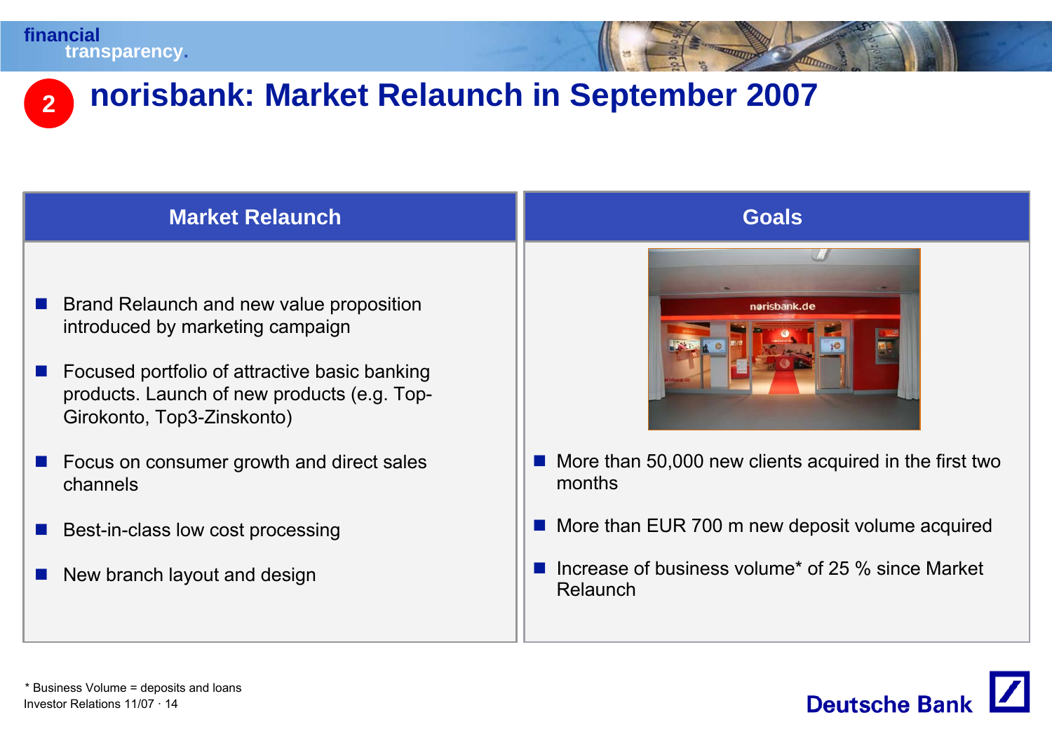## 2 norisbank: Market Relaunch in September 2007

### Market Relaunch

- Brand Relaunch and new value proposition introduced by marketing campaign
- Focused portfolio of attractive basic banking products. Launch of new products (e.g. Top-Girokonto, Top3-Zinskonto)
- Focus on consumer growth and direct sales channels
- Best-in-class low cost processing
- New branch layout and design

### Goals

- More than 50,000 new clients acquired in the first two months
- More than EUR 700 m new deposit volume acquired
- Increase of business volume* of 25 % since Market Relaunch

\* Business Volume = deposits and loans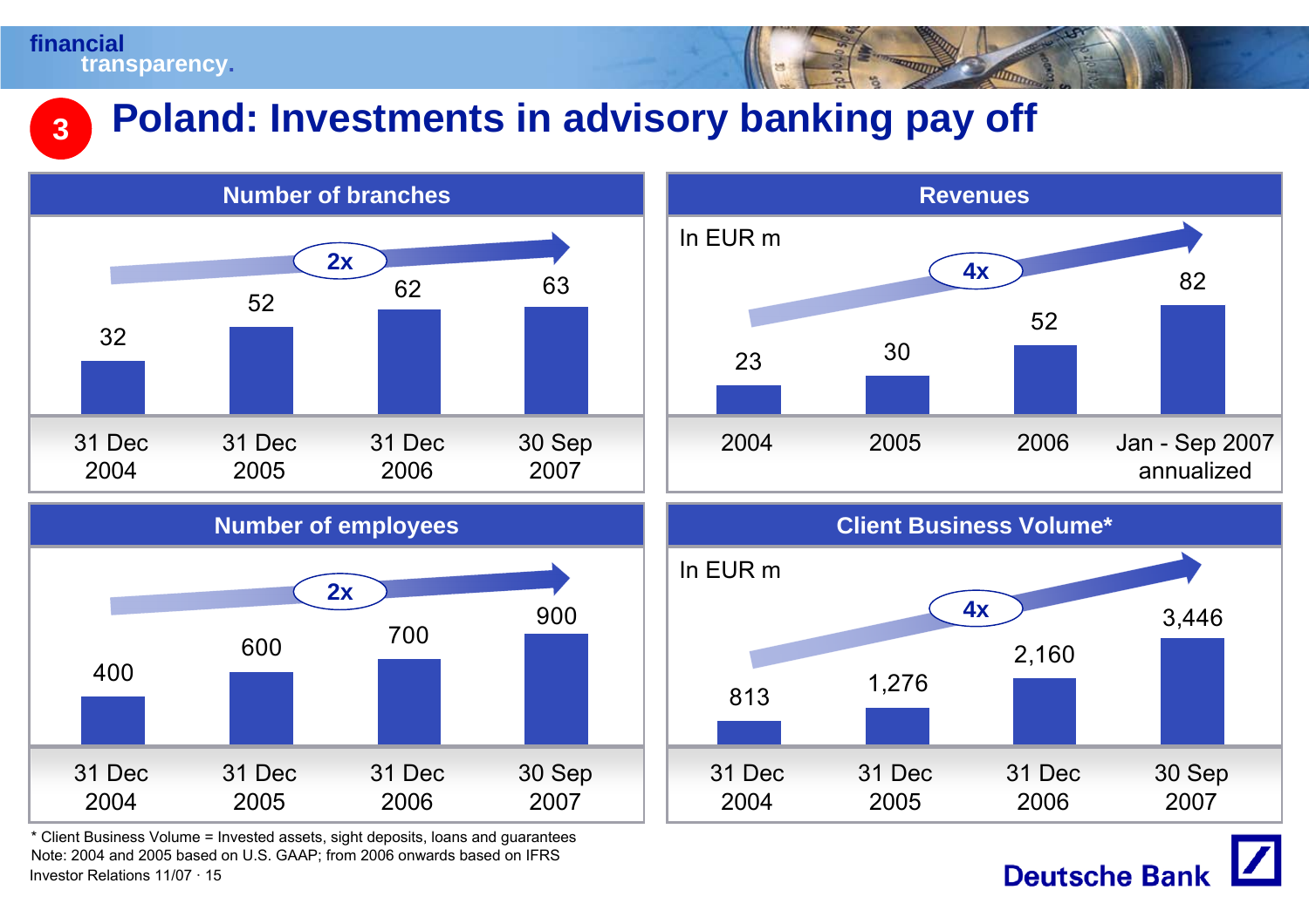# Poland: Investments in advisory banking pay off

## Number of branches

2x

| 31 Dec 2004 | 31 Dec 2005 | 31 Dec 2006 | 30 Sep 2007 |
|---|---|---|---|
| 32 | 52 | 62 | 63 |

## Revenues

In EUR m

4x

| 2004 | 2005 | 2006 | Jan - Sep 2007 annualized |
|---|---|---|---|
| 23 | 30 | 52 | 82 |

## Number of employees

2x

| 31 Dec 2004 | 31 Dec 2005 | 31 Dec 2006 | 30 Sep 2007 |
|---|---|---|---|
| 400 | 600 | 700 | 900 |

## Client Business Volume*

In EUR m

4x

| 31 Dec 2004 | 31 Dec 2005 | 31 Dec 2006 | 30 Sep 2007 |
|---|---|---|---|
| 813 | 1,276 | 2,160 | 3,446 |

* Client Business Volume = Invested assets, sight deposits, loans and guarantees

Note: 2004 and 2005 based on U.S. GAAP; from 2006 onwards based on IFRS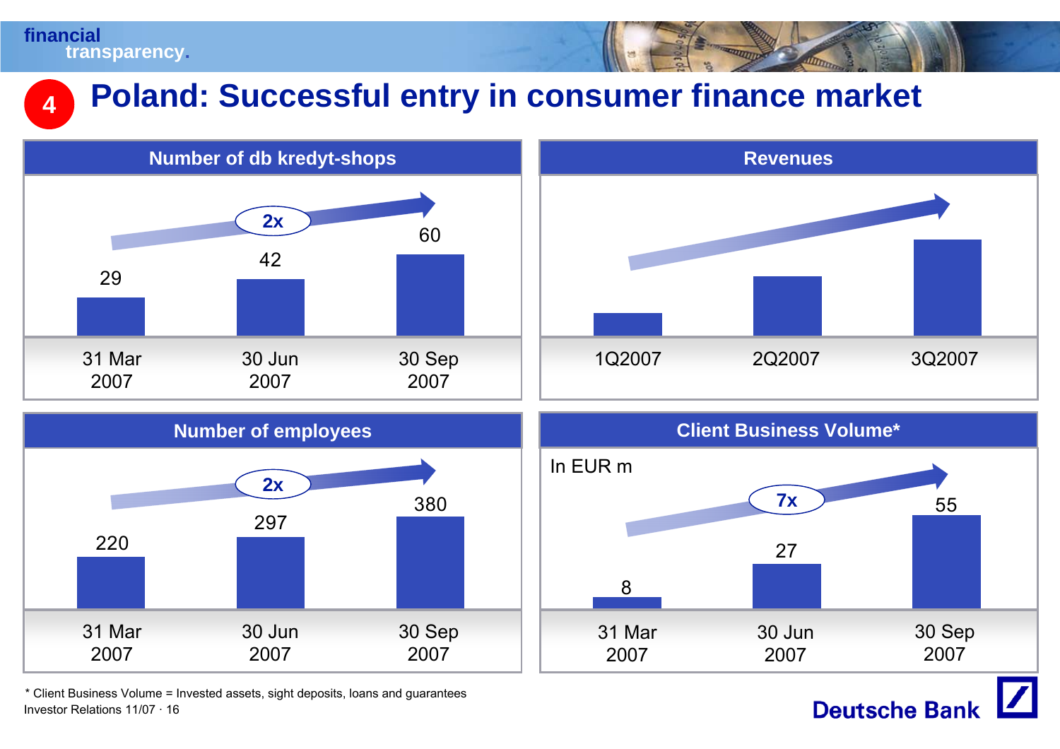# 4 Poland: Successful entry in consumer finance market

## Number of db kredyt-shops

| | 31 Mar 2007 | 30 Jun 2007 | 30 Sep 2007 |
|---|---|---|---|
| Number of db kredyt-shops | 29 | 42 | 60 |

2x

## Revenues

| 1Q2007 | 2Q2007 | 3Q2007 |
|---|---|---|

## Number of employees

| | 31 Mar 2007 | 30 Jun 2007 | 30 Sep 2007 |
|---|---|---|---|
| Number of employees | 220 | 297 | 380 |

2x

## Client Business Volume*

In EUR m

| | 31 Mar 2007 | 30 Jun 2007 | 30 Sep 2007 |
|---|---|---|---|
| Client Business Volume | 8 | 27 | 55 |

7x

\* Client Business Volume = Invested assets, sight deposits, loans and guarantees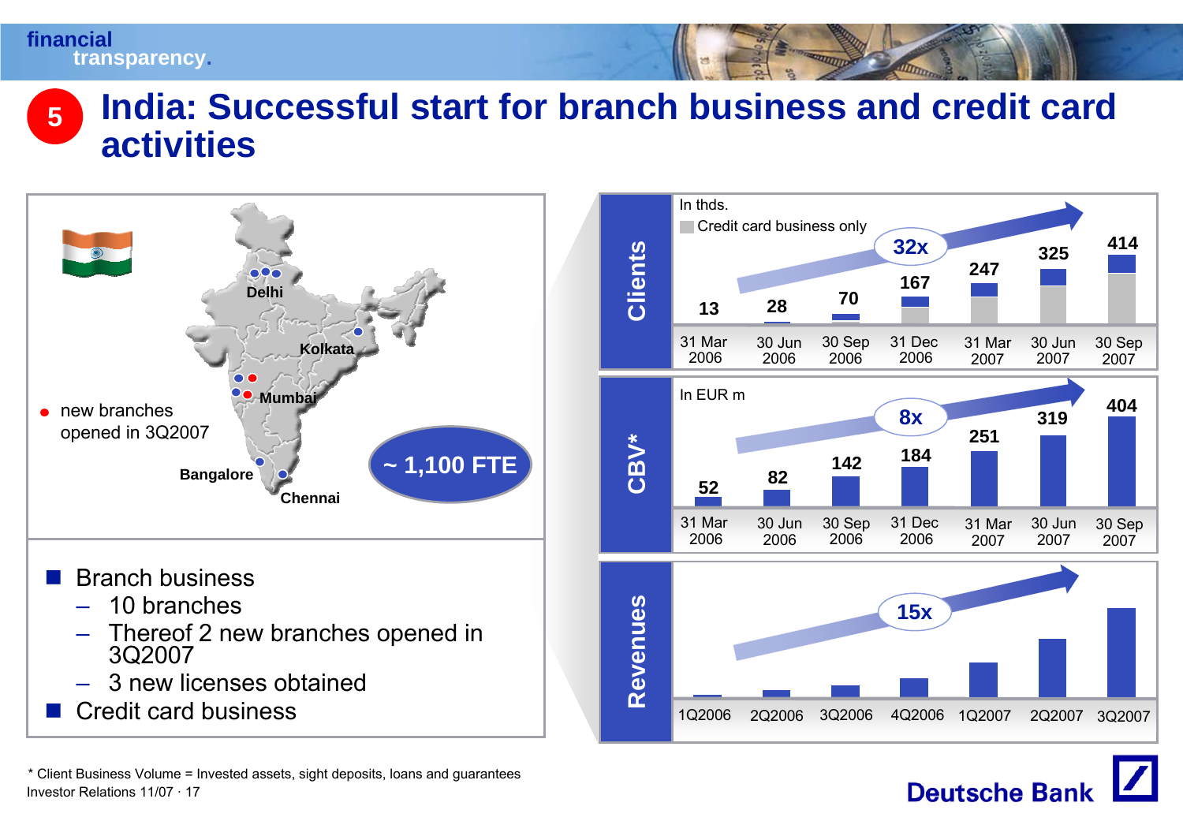# 5 India: Successful start for branch business and credit card activities

Delhi, Kolkata, Mumbai, Bangalore, Chennai

● new branches opened in 3Q2007

~ 1,100 FTE

- Branch business
  - 10 branches
  - Thereof 2 new branches opened in 3Q2007
  - 3 new licenses obtained
- Credit card business

**Clients** (In thds.; Credit card business only) — 32x

| 31 Mar 2006 | 30 Jun 2006 | 30 Sep 2006 | 31 Dec 2006 | 31 Mar 2007 | 30 Jun 2007 | 30 Sep 2007 |
|---|---|---|---|---|---|---|
| 13 | 28 | 70 | 167 | 247 | 325 | 414 |

**CBV*** (In EUR m) — 8x

| 31 Mar 2006 | 30 Jun 2006 | 30 Sep 2006 | 31 Dec 2006 | 31 Mar 2007 | 30 Jun 2007 | 30 Sep 2007 |
|---|---|---|---|---|---|---|
| 52 | 82 | 142 | 184 | 251 | 319 | 404 |

**Revenues** — 15x

1Q2006, 2Q2006, 3Q2006, 4Q2006, 1Q2007, 2Q2007, 3Q2007

\* Client Business Volume = Invested assets, sight deposits, loans and guarantees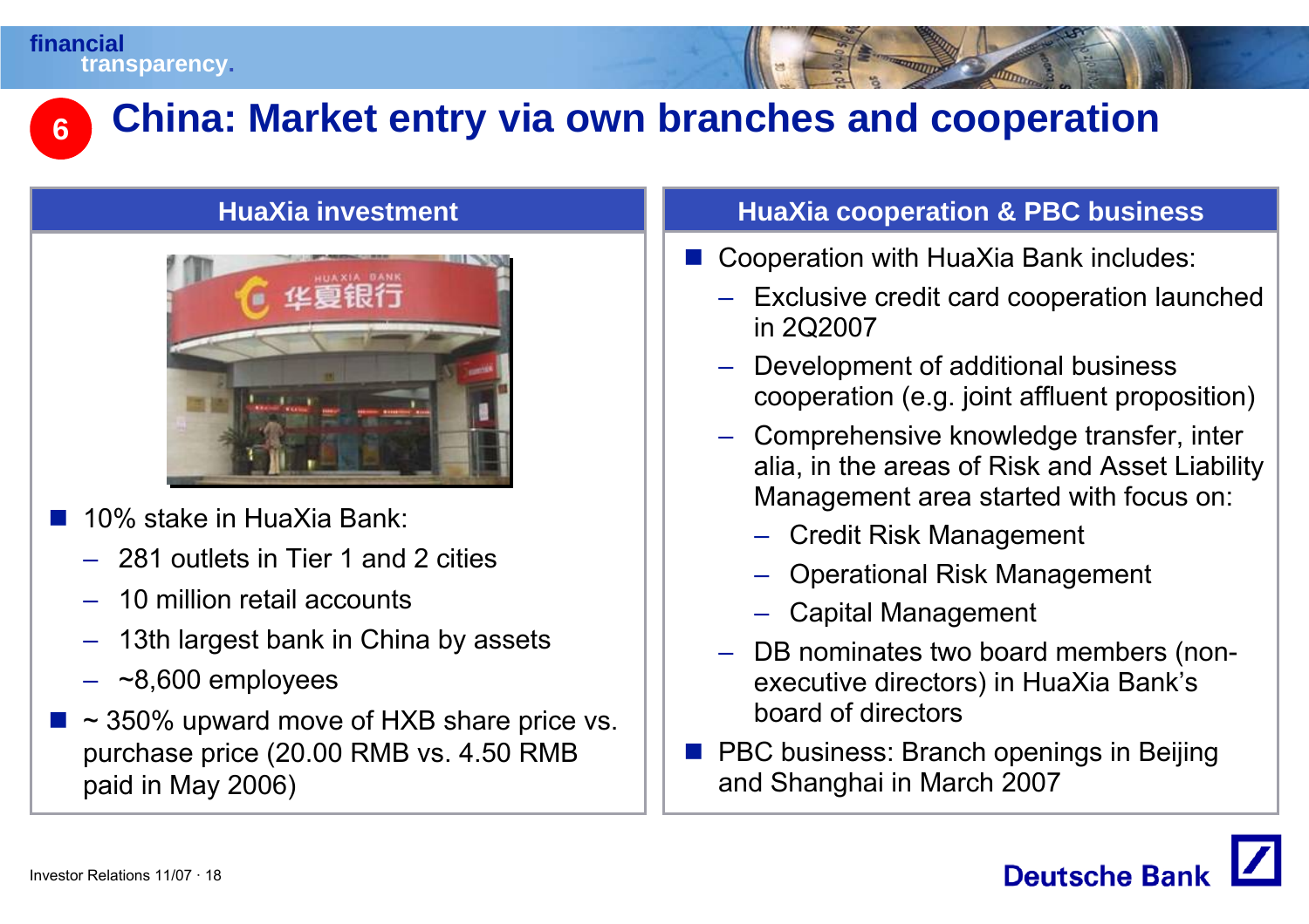# 6 China: Market entry via own branches and cooperation

## HuaXia investment

- 10% stake in HuaXia Bank:
  - 281 outlets in Tier 1 and 2 cities
  - 10 million retail accounts
  - 13th largest bank in China by assets
  - ~8,600 employees
- ~ 350% upward move of HXB share price vs. purchase price (20.00 RMB vs. 4.50 RMB paid in May 2006)

## HuaXia cooperation & PBC business

- Cooperation with HuaXia Bank includes:
  - Exclusive credit card cooperation launched in 2Q2007
  - Development of additional business cooperation (e.g. joint affluent proposition)
  - Comprehensive knowledge transfer, inter alia, in the areas of Risk and Asset Liability Management area started with focus on:
    - Credit Risk Management
    - Operational Risk Management
    - Capital Management
  - DB nominates two board members (non-executive directors) in HuaXia Bank's board of directors
- PBC business: Branch openings in Beijing and Shanghai in March 2007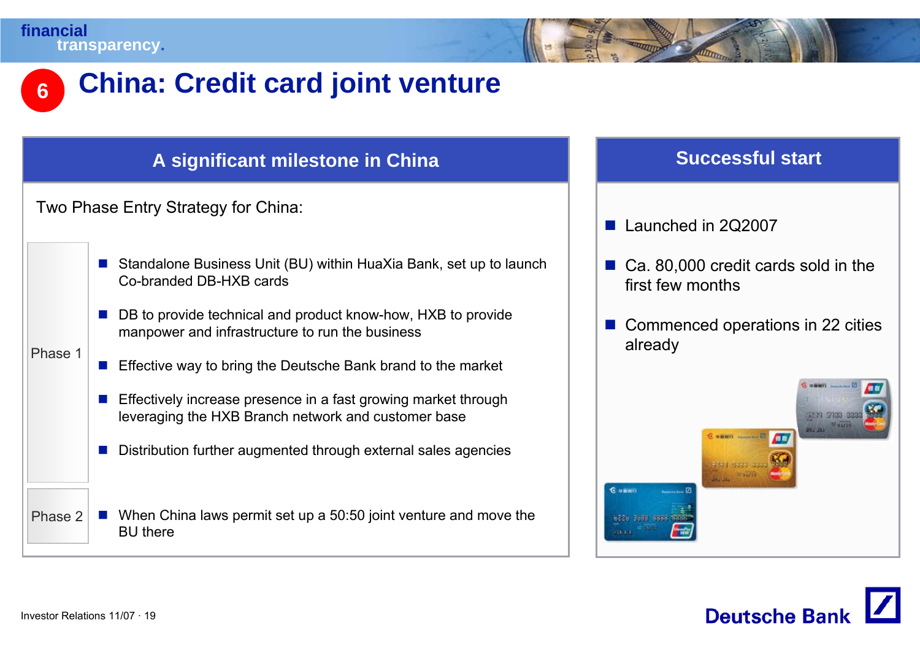# 6 China: Credit card joint venture

## A significant milestone in China

Two Phase Entry Strategy for China:

| Phase | |
|---|---|
| Phase 1 | ■ Standalone Business Unit (BU) within HuaXia Bank, set up to launch Co-branded DB-HXB cards<br>■ DB to provide technical and product know-how, HXB to provide manpower and infrastructure to run the business<br>■ Effective way to bring the Deutsche Bank brand to the market<br>■ Effectively increase presence in a fast growing market through leveraging the HXB Branch network and customer base<br>■ Distribution further augmented through external sales agencies |
| Phase 2 | ■ When China laws permit set up a 50:50 joint venture and move the BU there |

## Successful start

- Launched in 2Q2007
- Ca. 80,000 credit cards sold in the first few months
- Commenced operations in 22 cities already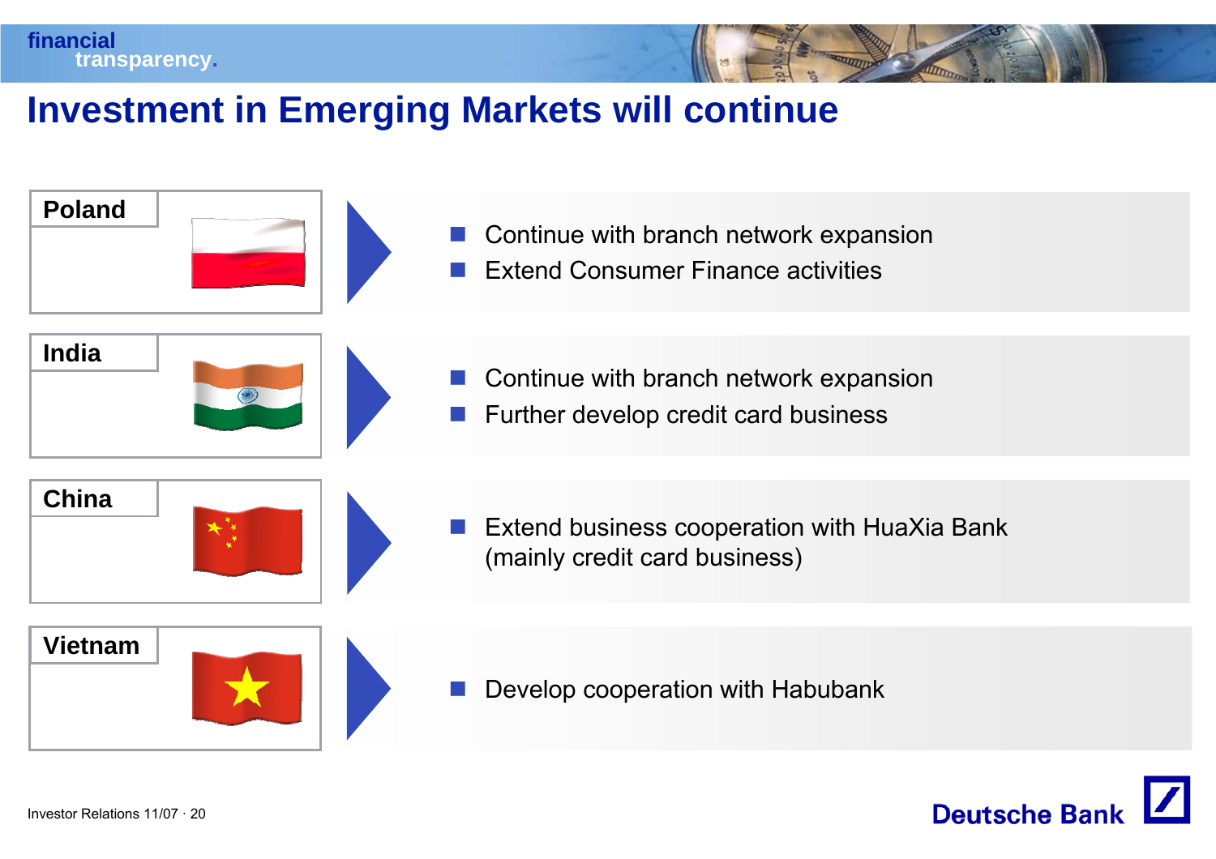# Investment in Emerging Markets will continue

**Poland**

- Continue with branch network expansion
- Extend Consumer Finance activities

**India**

- Continue with branch network expansion
- Further develop credit card business

**China**

- Extend business cooperation with HuaXia Bank (mainly credit card business)

**Vietnam**

- Develop cooperation with Habubank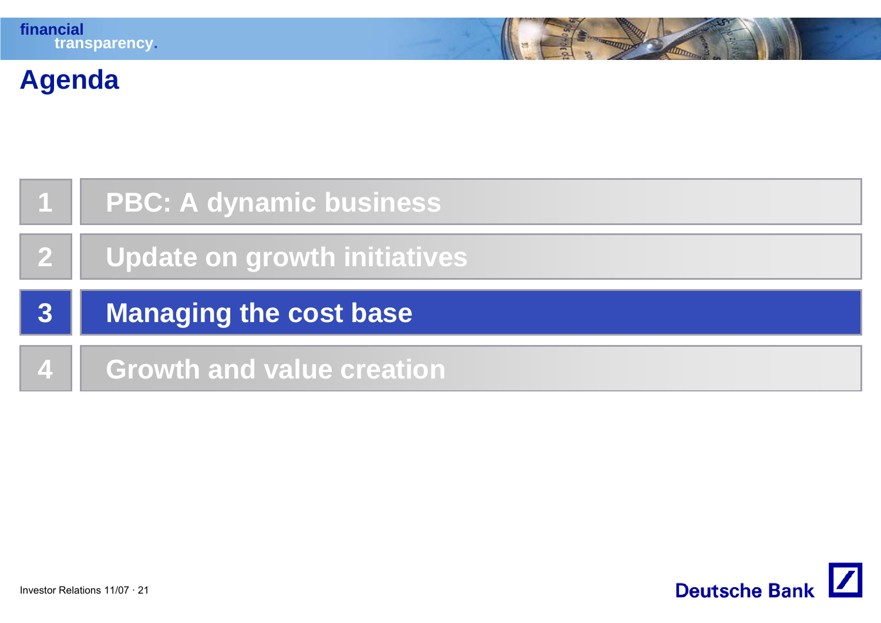# Agenda

1. PBC: A dynamic business
2. Update on growth initiatives
3. **Managing the cost base**
4. Growth and value creation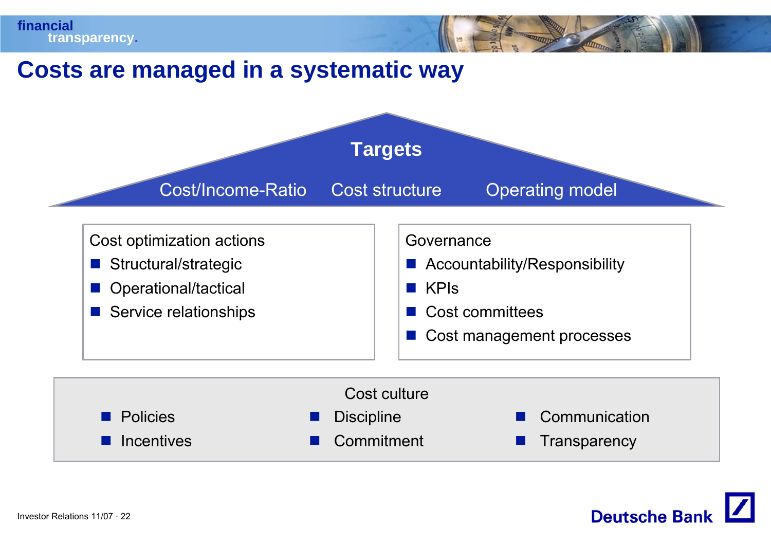# Costs are managed in a systematic way

## Targets

Cost/Income-Ratio · Cost structure · Operating model

**Cost optimization actions**

- Structural/strategic
- Operational/tactical
- Service relationships

**Governance**

- Accountability/Responsibility
- KPIs
- Cost committees
- Cost management processes

**Cost culture**

- Policies
- Incentives
- Discipline
- Commitment
- Communication
- Transparency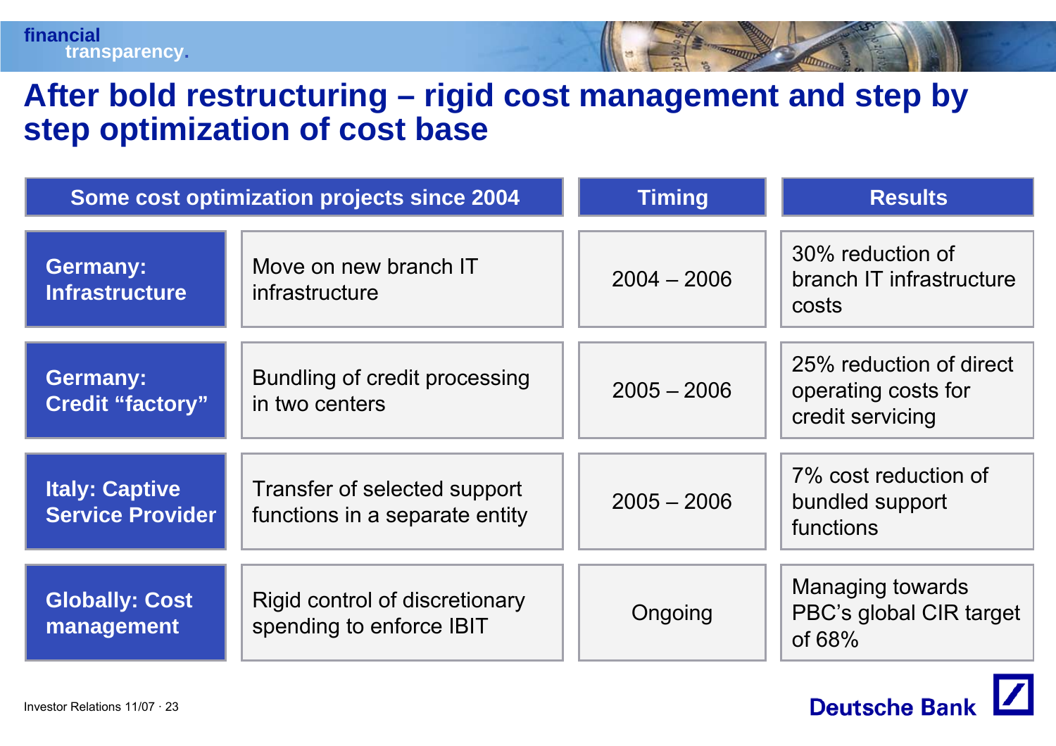# After bold restructuring – rigid cost management and step by step optimization of cost base

| Some cost optimization projects since 2004 | | Timing | Results |
|---|---|---|---|
| **Germany: Infrastructure** | Move on new branch IT infrastructure | 2004 – 2006 | 30% reduction of branch IT infrastructure costs |
| **Germany: Credit "factory"** | Bundling of credit processing in two centers | 2005 – 2006 | 25% reduction of direct operating costs for credit servicing |
| **Italy: Captive Service Provider** | Transfer of selected support functions in a separate entity | 2005 – 2006 | 7% cost reduction of bundled support functions |
| **Globally: Cost management** | Rigid control of discretionary spending to enforce IBIT | Ongoing | Managing towards PBC's global CIR target of 68% |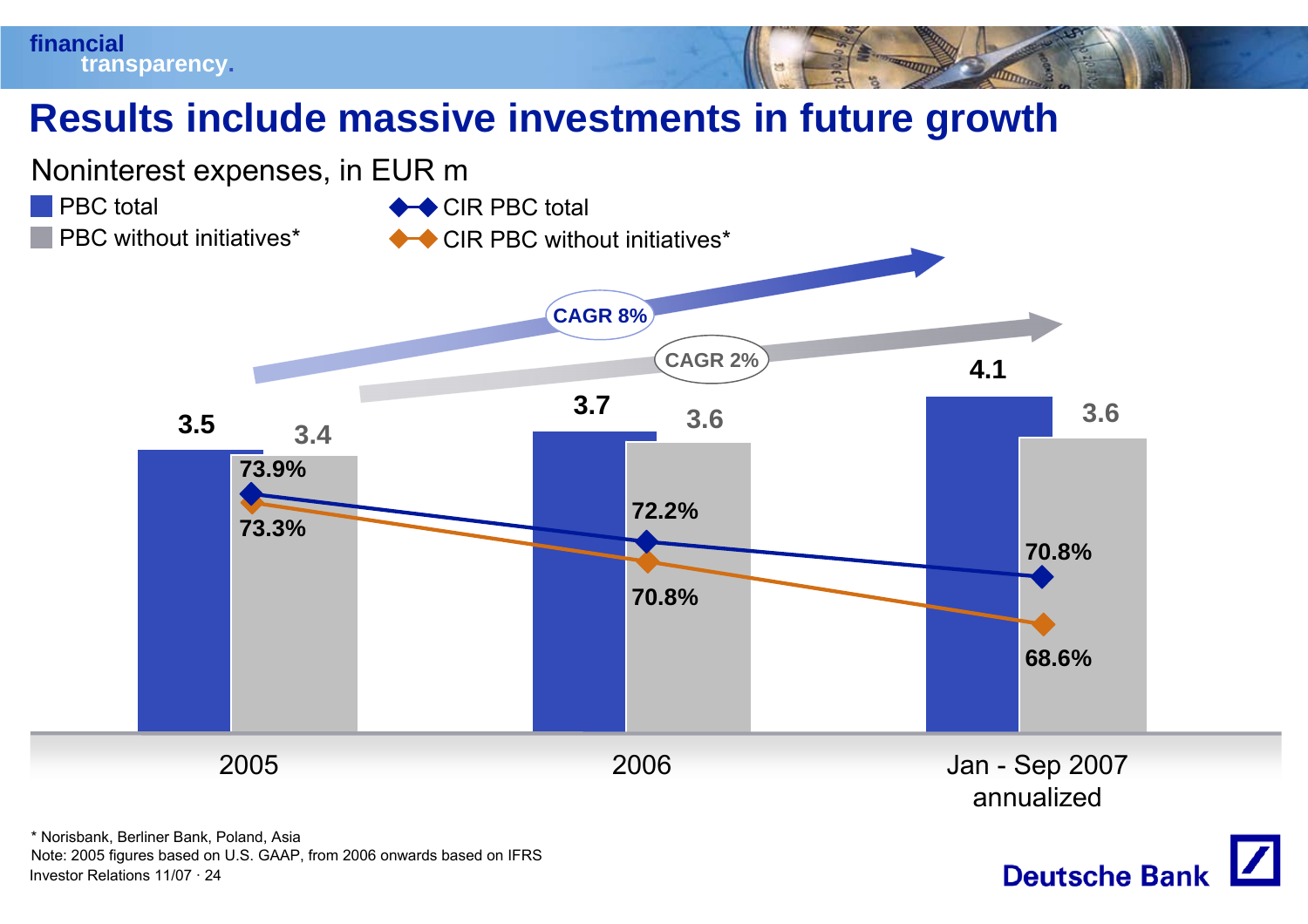# Results include massive investments in future growth

Noninterest expenses, in EUR m

| | PBC total | PBC without initiatives* | CIR PBC total | CIR PBC without initiatives* |
|---|---|---|---|---|
| 2005 | 3.5 | 3.4 | 73.9% | 73.3% |
| 2006 | 3.7 | 3.6 | 72.2% | 70.8% |
| Jan - Sep 2007 annualized | 4.1 | 3.6 | 70.8% | 68.6% |

CAGR 8% (PBC total)

CAGR 2% (PBC without initiatives*)

\* Norisbank, Berliner Bank, Poland, Asia

Note: 2005 figures based on U.S. GAAP, from 2006 onwards based on IFRS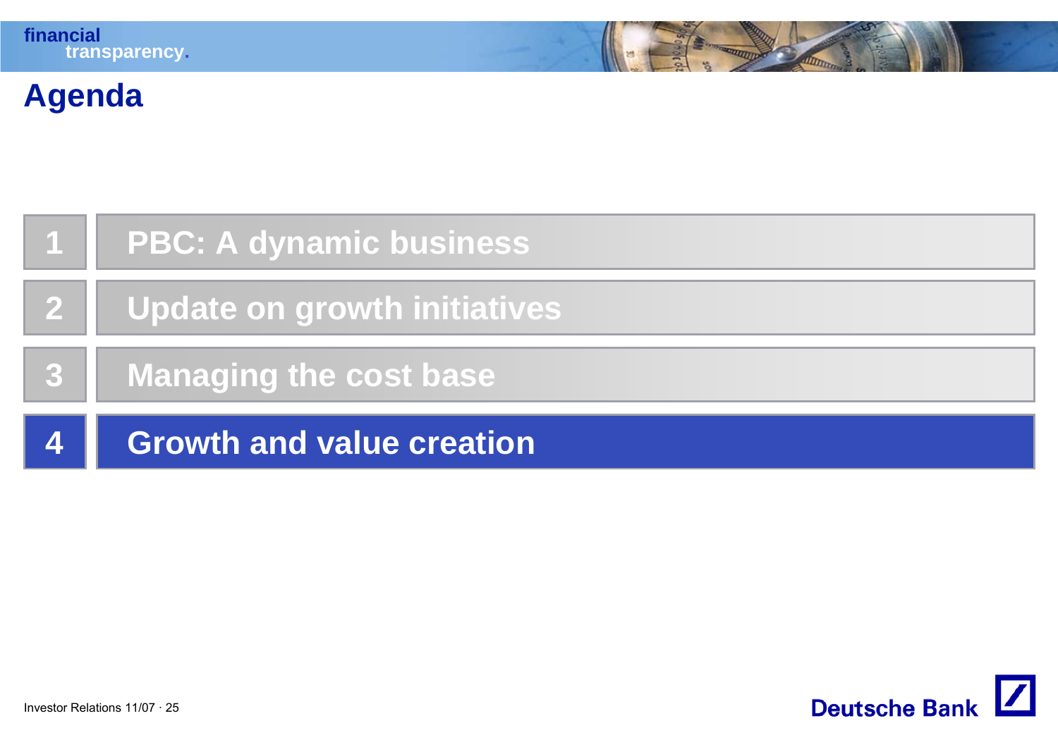# Agenda

1. PBC: A dynamic business
2. Update on growth initiatives
3. Managing the cost base
4. **Growth and value creation**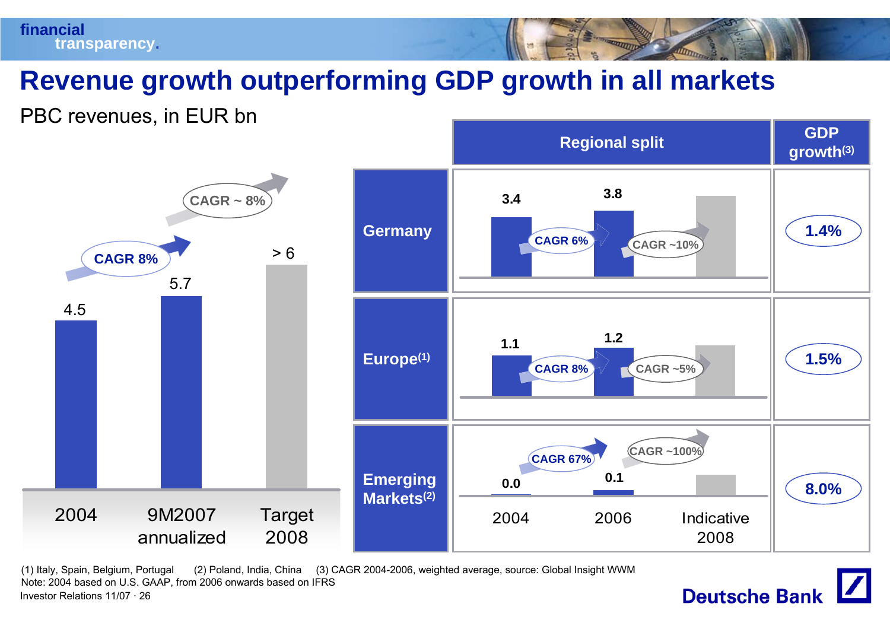# Revenue growth outperforming GDP growth in all markets

PBC revenues, in EUR bn

| | 2004 | 9M2007 annualized | Target 2008 |
|---|---|---|---|
| PBC revenues | 4.5 | 5.7 | > 6 |

CAGR 8% (2004 – 9M2007 annualized); CAGR ~ 8% (9M2007 annualized – Target 2008)

| Regional split | 2004 | 2006 | Indicative 2008 | CAGR 2004–2006 | CAGR 2006–2008 | GDP growth(3) |
|---|---|---|---|---|---|---|
| Germany | 3.4 | 3.8 | | CAGR 6% | CAGR ~10% | 1.4% |
| Europe(1) | 1.1 | 1.2 | | CAGR 8% | CAGR ~5% | 1.5% |
| Emerging Markets(2) | 0.0 | 0.1 | | CAGR 67% | CAGR ~100% | 8.0% |

(1) Italy, Spain, Belgium, Portugal (2) Poland, India, China (3) CAGR 2004-2006, weighted average, source: Global Insight WWM

Note: 2004 based on U.S. GAAP, from 2006 onwards based on IFRS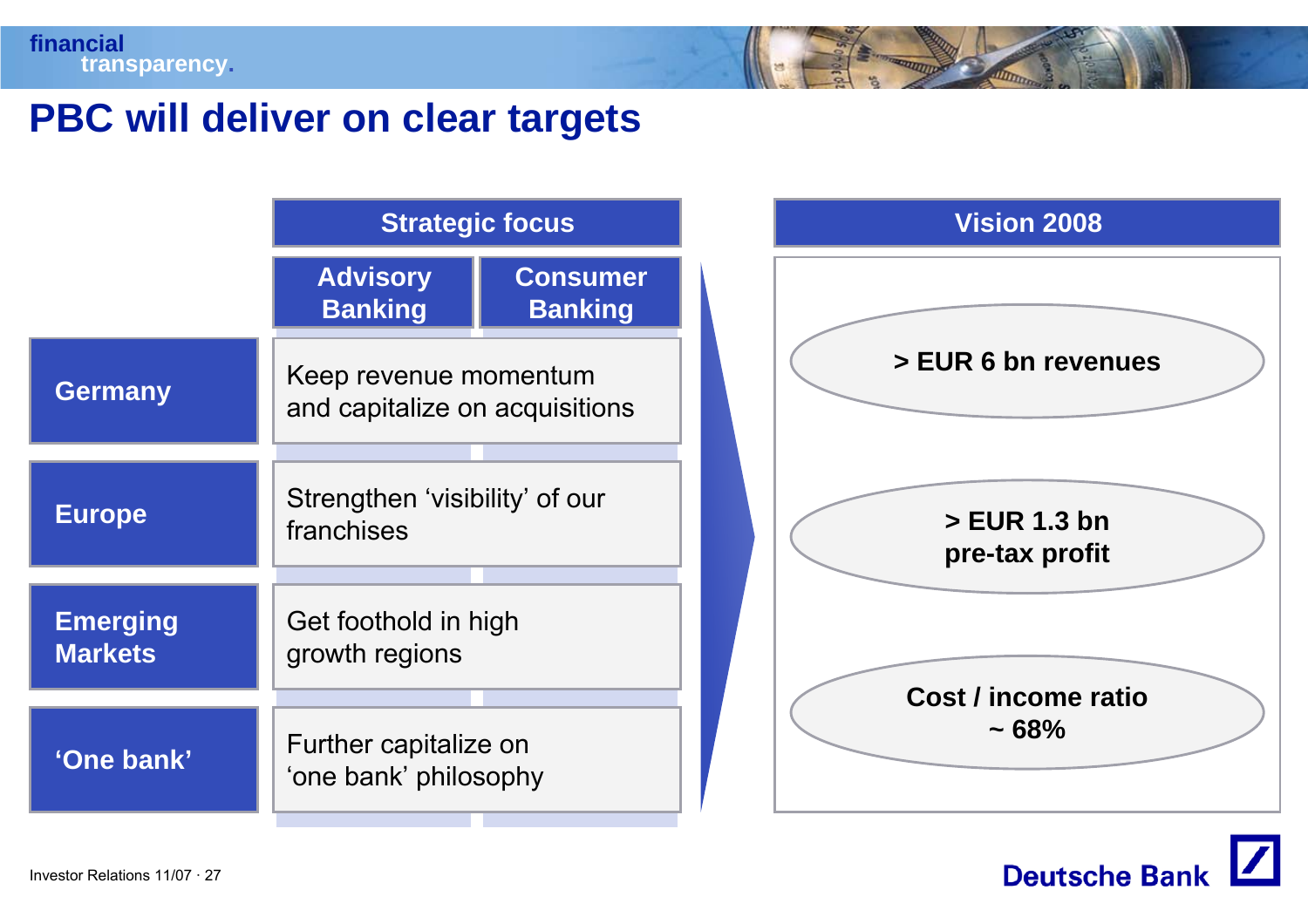# PBC will deliver on clear targets

| | Strategic focus | |
|---|---|---|
| | Advisory Banking | Consumer Banking |
| Germany | Keep revenue momentum and capitalize on acquisitions | |
| Europe | Strengthen 'visibility' of our franchises | |
| Emerging Markets | Get foothold in high growth regions | |
| 'One bank' | Further capitalize on 'one bank' philosophy | |

**Vision 2008**

- > EUR 6 bn revenues
- > EUR 1.3 bn pre-tax profit
- Cost / income ratio ~ 68%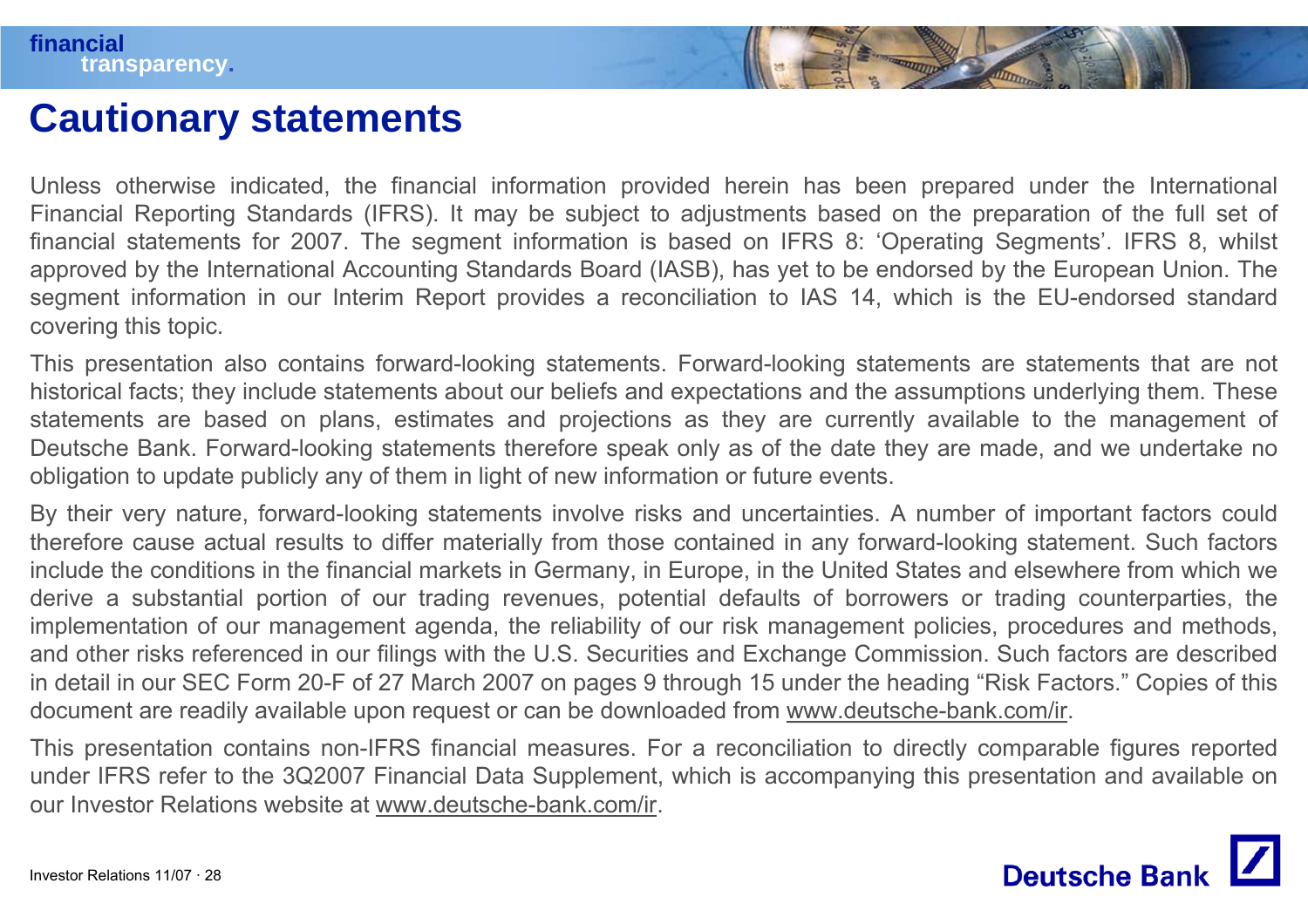# Cautionary statements

Unless otherwise indicated, the financial information provided herein has been prepared under the International Financial Reporting Standards (IFRS). It may be subject to adjustments based on the preparation of the full set of financial statements for 2007. The segment information is based on IFRS 8: 'Operating Segments'. IFRS 8, whilst approved by the International Accounting Standards Board (IASB), has yet to be endorsed by the European Union. The segment information in our Interim Report provides a reconciliation to IAS 14, which is the EU-endorsed standard covering this topic.

This presentation also contains forward-looking statements. Forward-looking statements are statements that are not historical facts; they include statements about our beliefs and expectations and the assumptions underlying them. These statements are based on plans, estimates and projections as they are currently available to the management of Deutsche Bank. Forward-looking statements therefore speak only as of the date they are made, and we undertake no obligation to update publicly any of them in light of new information or future events.

By their very nature, forward-looking statements involve risks and uncertainties. A number of important factors could therefore cause actual results to differ materially from those contained in any forward-looking statement. Such factors include the conditions in the financial markets in Germany, in Europe, in the United States and elsewhere from which we derive a substantial portion of our trading revenues, potential defaults of borrowers or trading counterparties, the implementation of our management agenda, the reliability of our risk management policies, procedures and methods, and other risks referenced in our filings with the U.S. Securities and Exchange Commission. Such factors are described in detail in our SEC Form 20-F of 27 March 2007 on pages 9 through 15 under the heading "Risk Factors." Copies of this document are readily available upon request or can be downloaded from www.deutsche-bank.com/ir.

This presentation contains non-IFRS financial measures. For a reconciliation to directly comparable figures reported under IFRS refer to the 3Q2007 Financial Data Supplement, which is accompanying this presentation and available on our Investor Relations website at www.deutsche-bank.com/ir.